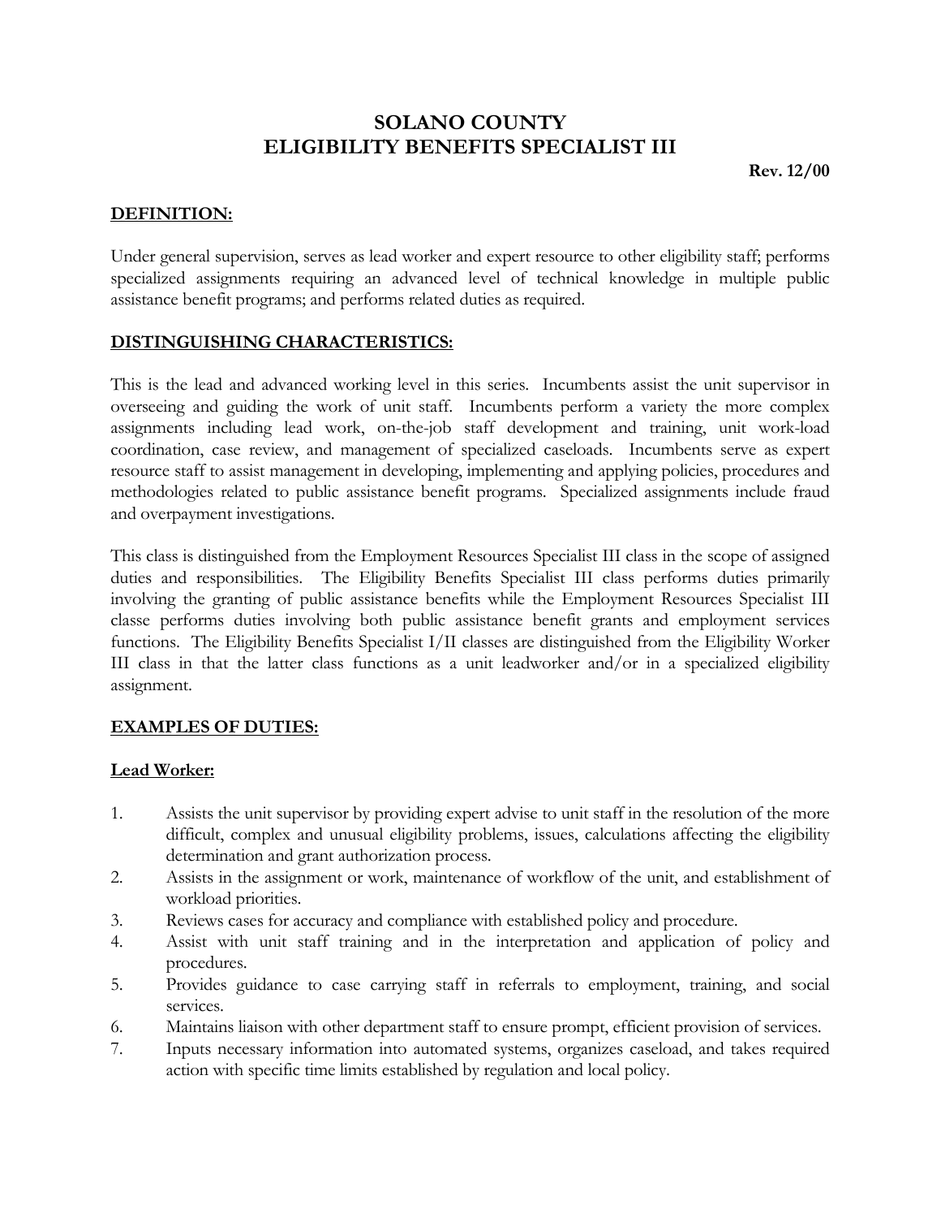# SOLANO COUNTY
# ELIGIBILITY BENEFITS SPECIALIST III

**Rev. 12/00**

## DEFINITION:

Under general supervision, serves as lead worker and expert resource to other eligibility staff; performs specialized assignments requiring an advanced level of technical knowledge in multiple public assistance benefit programs; and performs related duties as required.

## DISTINGUISHING CHARACTERISTICS:

This is the lead and advanced working level in this series. Incumbents assist the unit supervisor in overseeing and guiding the work of unit staff. Incumbents perform a variety the more complex assignments including lead work, on-the-job staff development and training, unit work-load coordination, case review, and management of specialized caseloads. Incumbents serve as expert resource staff to assist management in developing, implementing and applying policies, procedures and methodologies related to public assistance benefit programs. Specialized assignments include fraud and overpayment investigations.

This class is distinguished from the Employment Resources Specialist III class in the scope of assigned duties and responsibilities. The Eligibility Benefits Specialist III class performs duties primarily involving the granting of public assistance benefits while the Employment Resources Specialist III classe performs duties involving both public assistance benefit grants and employment services functions. The Eligibility Benefits Specialist I/II classes are distinguished from the Eligibility Worker III class in that the latter class functions as a unit leadworker and/or in a specialized eligibility assignment.

## EXAMPLES OF DUTIES:

### Lead Worker:

1. Assists the unit supervisor by providing expert advise to unit staff in the resolution of the more difficult, complex and unusual eligibility problems, issues, calculations affecting the eligibility determination and grant authorization process.
2. Assists in the assignment or work, maintenance of workflow of the unit, and establishment of workload priorities.
3. Reviews cases for accuracy and compliance with established policy and procedure.
4. Assist with unit staff training and in the interpretation and application of policy and procedures.
5. Provides guidance to case carrying staff in referrals to employment, training, and social services.
6. Maintains liaison with other department staff to ensure prompt, efficient provision of services.
7. Inputs necessary information into automated systems, organizes caseload, and takes required action with specific time limits established by regulation and local policy.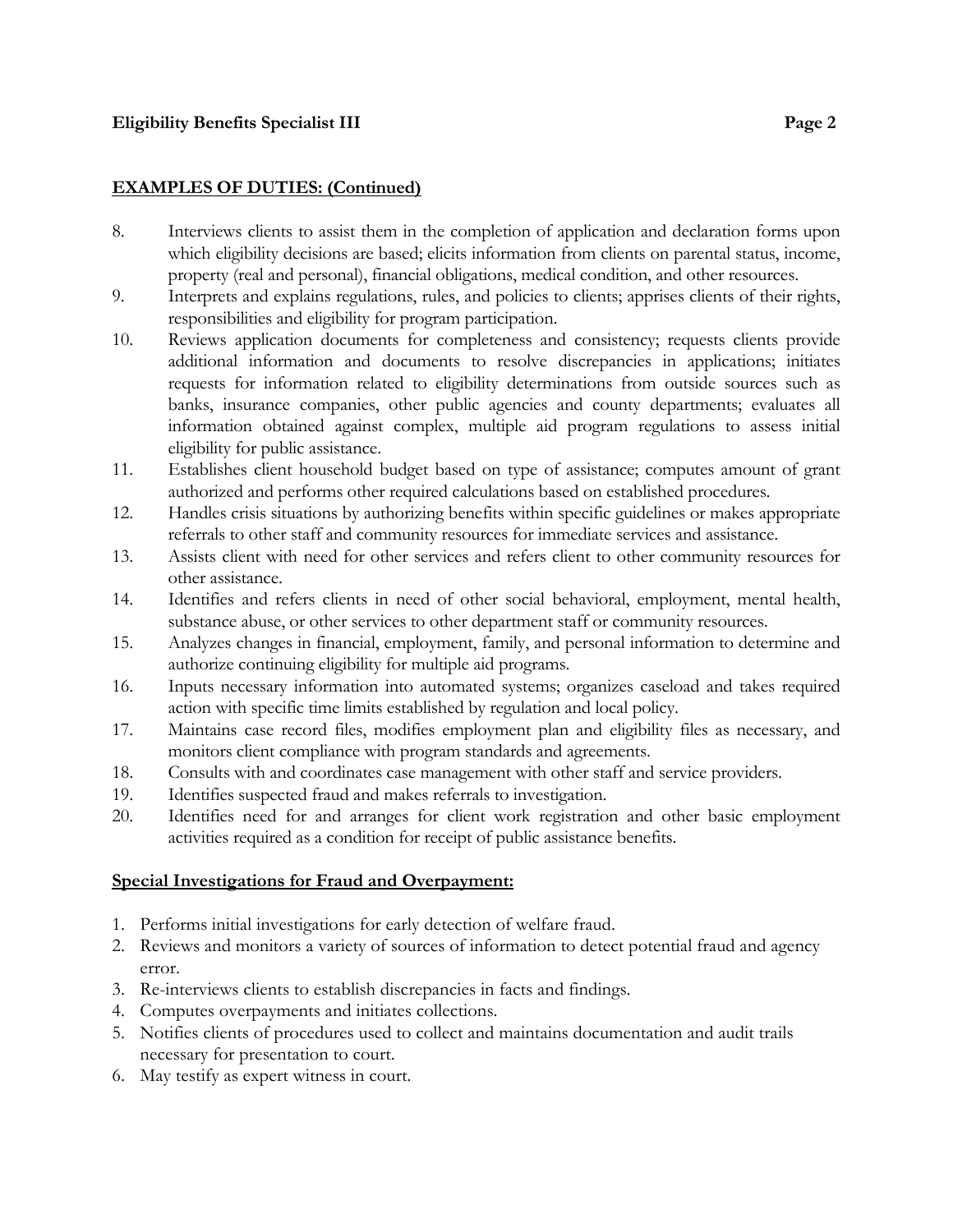## EXAMPLES OF DUTIES: (Continued)

8. Interviews clients to assist them in the completion of application and declaration forms upon which eligibility decisions are based; elicits information from clients on parental status, income, property (real and personal), financial obligations, medical condition, and other resources.
9. Interprets and explains regulations, rules, and policies to clients; apprises clients of their rights, responsibilities and eligibility for program participation.
10. Reviews application documents for completeness and consistency; requests clients provide additional information and documents to resolve discrepancies in applications; initiates requests for information related to eligibility determinations from outside sources such as banks, insurance companies, other public agencies and county departments; evaluates all information obtained against complex, multiple aid program regulations to assess initial eligibility for public assistance.
11. Establishes client household budget based on type of assistance; computes amount of grant authorized and performs other required calculations based on established procedures.
12. Handles crisis situations by authorizing benefits within specific guidelines or makes appropriate referrals to other staff and community resources for immediate services and assistance.
13. Assists client with need for other services and refers client to other community resources for other assistance.
14. Identifies and refers clients in need of other social behavioral, employment, mental health, substance abuse, or other services to other department staff or community resources.
15. Analyzes changes in financial, employment, family, and personal information to determine and authorize continuing eligibility for multiple aid programs.
16. Inputs necessary information into automated systems; organizes caseload and takes required action with specific time limits established by regulation and local policy.
17. Maintains case record files, modifies employment plan and eligibility files as necessary, and monitors client compliance with program standards and agreements.
18. Consults with and coordinates case management with other staff and service providers.
19. Identifies suspected fraud and makes referrals to investigation.
20. Identifies need for and arranges for client work registration and other basic employment activities required as a condition for receipt of public assistance benefits.

## Special Investigations for Fraud and Overpayment:

1. Performs initial investigations for early detection of welfare fraud.
2. Reviews and monitors a variety of sources of information to detect potential fraud and agency error.
3. Re-interviews clients to establish discrepancies in facts and findings.
4. Computes overpayments and initiates collections.
5. Notifies clients of procedures used to collect and maintains documentation and audit trails necessary for presentation to court.
6. May testify as expert witness in court.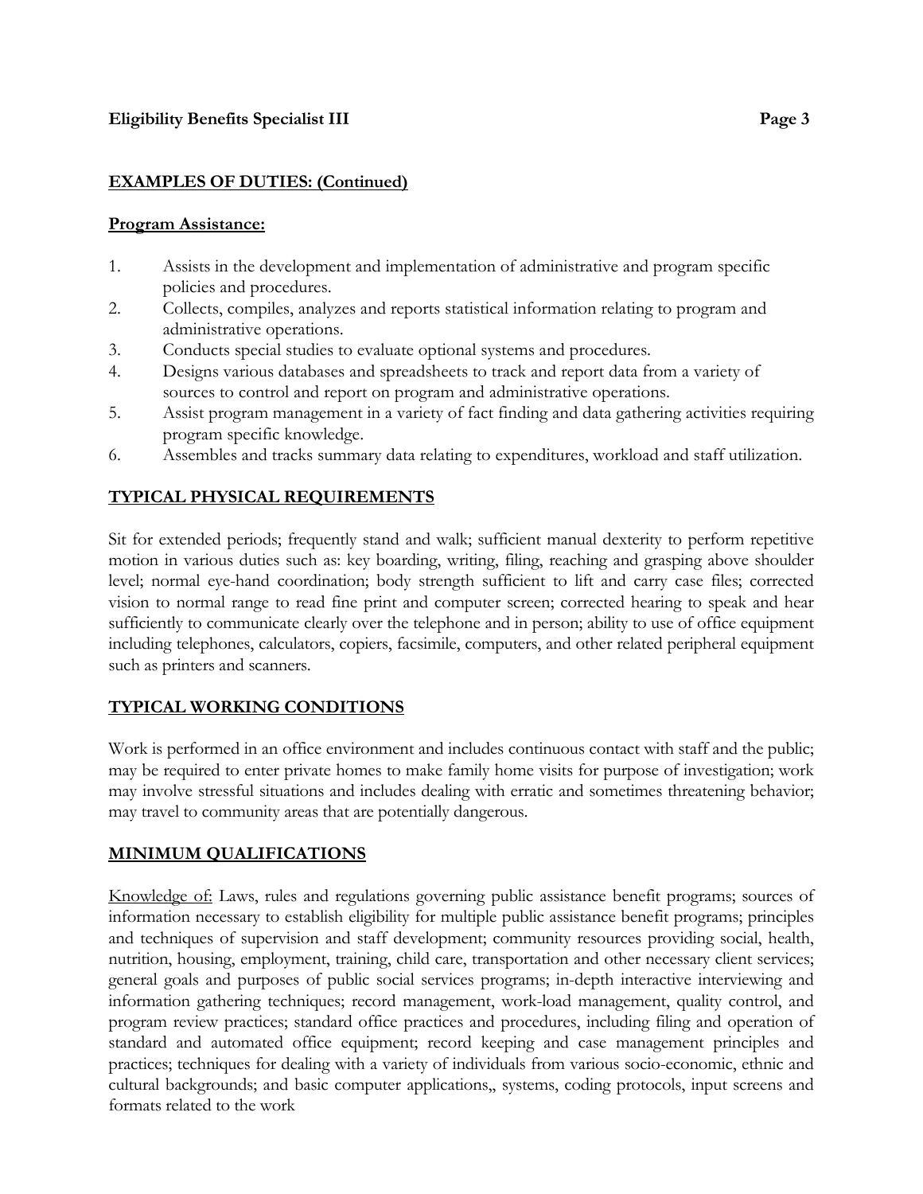## EXAMPLES OF DUTIES: (Continued)

### Program Assistance:

1. Assists in the development and implementation of administrative and program specific policies and procedures.
2. Collects, compiles, analyzes and reports statistical information relating to program and administrative operations.
3. Conducts special studies to evaluate optional systems and procedures.
4. Designs various databases and spreadsheets to track and report data from a variety of sources to control and report on program and administrative operations.
5. Assist program management in a variety of fact finding and data gathering activities requiring program specific knowledge.
6. Assembles and tracks summary data relating to expenditures, workload and staff utilization.

## TYPICAL PHYSICAL REQUIREMENTS

Sit for extended periods; frequently stand and walk; sufficient manual dexterity to perform repetitive motion in various duties such as: key boarding, writing, filing, reaching and grasping above shoulder level; normal eye-hand coordination; body strength sufficient to lift and carry case files; corrected vision to normal range to read fine print and computer screen; corrected hearing to speak and hear sufficiently to communicate clearly over the telephone and in person; ability to use of office equipment including telephones, calculators, copiers, facsimile, computers, and other related peripheral equipment such as printers and scanners.

## TYPICAL WORKING CONDITIONS

Work is performed in an office environment and includes continuous contact with staff and the public; may be required to enter private homes to make family home visits for purpose of investigation; work may involve stressful situations and includes dealing with erratic and sometimes threatening behavior; may travel to community areas that are potentially dangerous.

## MINIMUM QUALIFICATIONS

Knowledge of: Laws, rules and regulations governing public assistance benefit programs; sources of information necessary to establish eligibility for multiple public assistance benefit programs; principles and techniques of supervision and staff development; community resources providing social, health, nutrition, housing, employment, training, child care, transportation and other necessary client services; general goals and purposes of public social services programs; in-depth interactive interviewing and information gathering techniques; record management, work-load management, quality control, and program review practices; standard office practices and procedures, including filing and operation of standard and automated office equipment; record keeping and case management principles and practices; techniques for dealing with a variety of individuals from various socio-economic, ethnic and cultural backgrounds; and basic computer applications,, systems, coding protocols, input screens and formats related to the work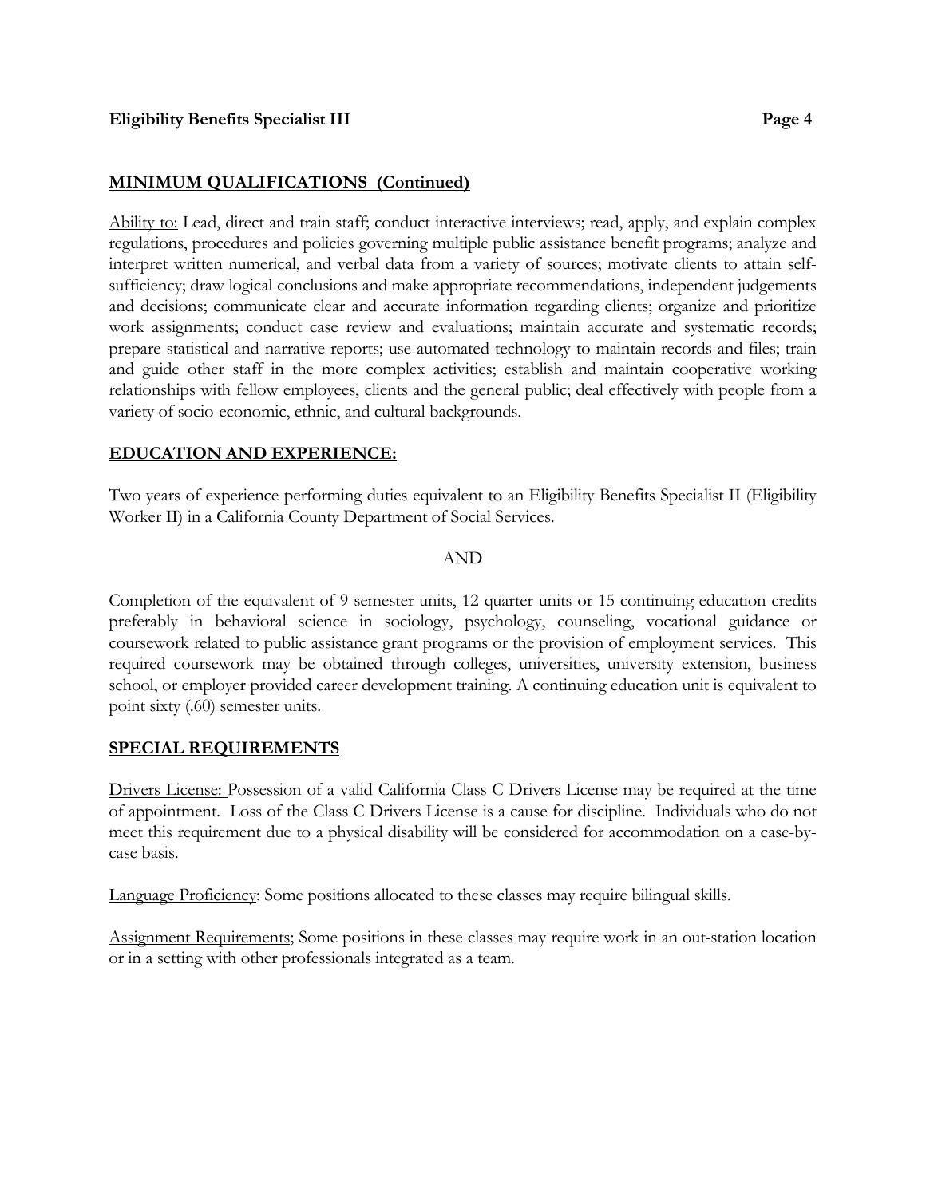## MINIMUM QUALIFICATIONS (Continued)

Ability to: Lead, direct and train staff; conduct interactive interviews; read, apply, and explain complex regulations, procedures and policies governing multiple public assistance benefit programs; analyze and interpret written numerical, and verbal data from a variety of sources; motivate clients to attain self-sufficiency; draw logical conclusions and make appropriate recommendations, independent judgements and decisions; communicate clear and accurate information regarding clients; organize and prioritize work assignments; conduct case review and evaluations; maintain accurate and systematic records; prepare statistical and narrative reports; use automated technology to maintain records and files; train and guide other staff in the more complex activities; establish and maintain cooperative working relationships with fellow employees, clients and the general public; deal effectively with people from a variety of socio-economic, ethnic, and cultural backgrounds.

## EDUCATION AND EXPERIENCE:

Two years of experience performing duties equivalent to an Eligibility Benefits Specialist II (Eligibility Worker II) in a California County Department of Social Services.

AND

Completion of the equivalent of 9 semester units, 12 quarter units or 15 continuing education credits preferably in behavioral science in sociology, psychology, counseling, vocational guidance or coursework related to public assistance grant programs or the provision of employment services. This required coursework may be obtained through colleges, universities, university extension, business school, or employer provided career development training. A continuing education unit is equivalent to point sixty (.60) semester units.

## SPECIAL REQUIREMENTS

Drivers License: Possession of a valid California Class C Drivers License may be required at the time of appointment. Loss of the Class C Drivers License is a cause for discipline. Individuals who do not meet this requirement due to a physical disability will be considered for accommodation on a case-by-case basis.

Language Proficiency: Some positions allocated to these classes may require bilingual skills.

Assignment Requirements; Some positions in these classes may require work in an out-station location or in a setting with other professionals integrated as a team.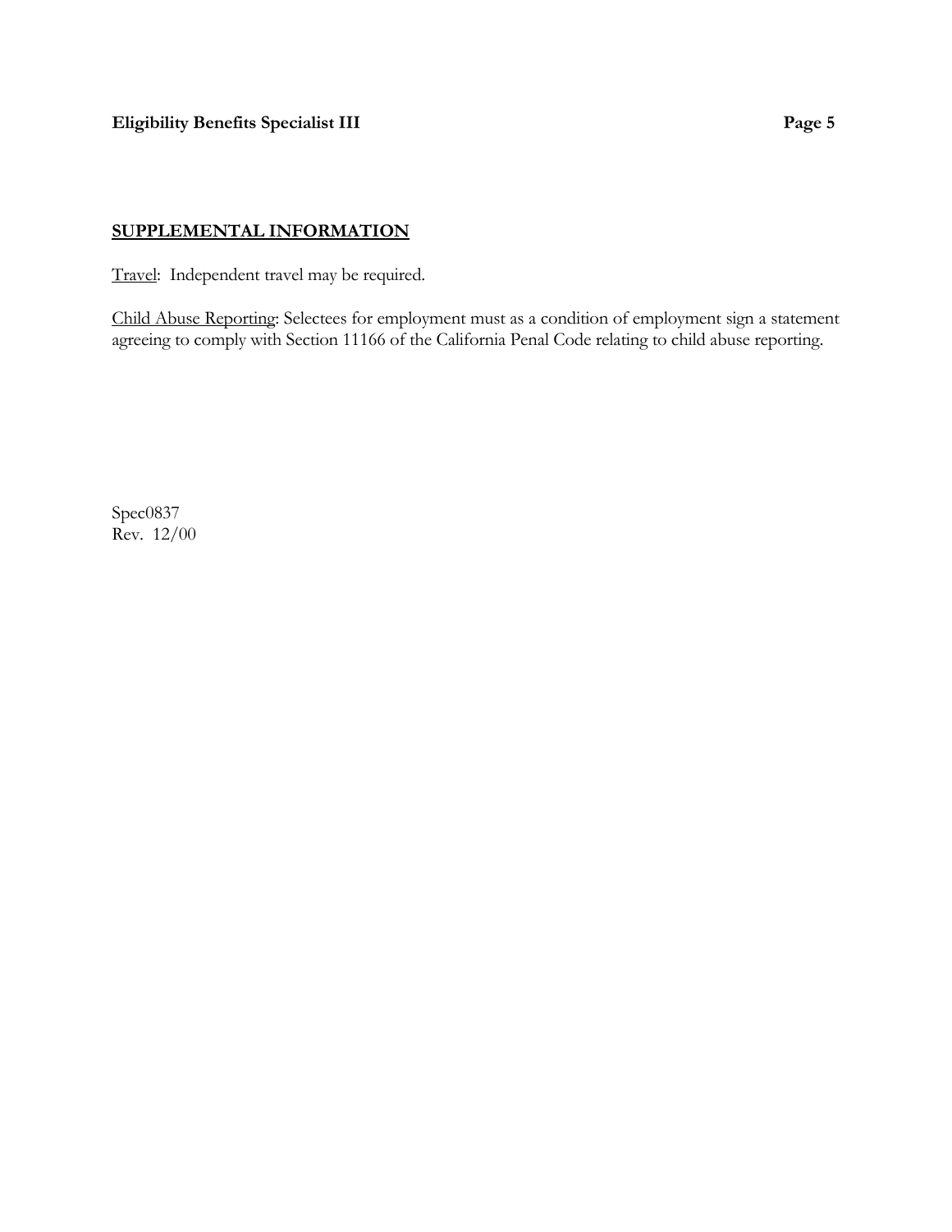## SUPPLEMENTAL INFORMATION

Travel: Independent travel may be required.

Child Abuse Reporting: Selectees for employment must as a condition of employment sign a statement agreeing to comply with Section 11166 of the California Penal Code relating to child abuse reporting.

Spec0837
Rev. 12/00